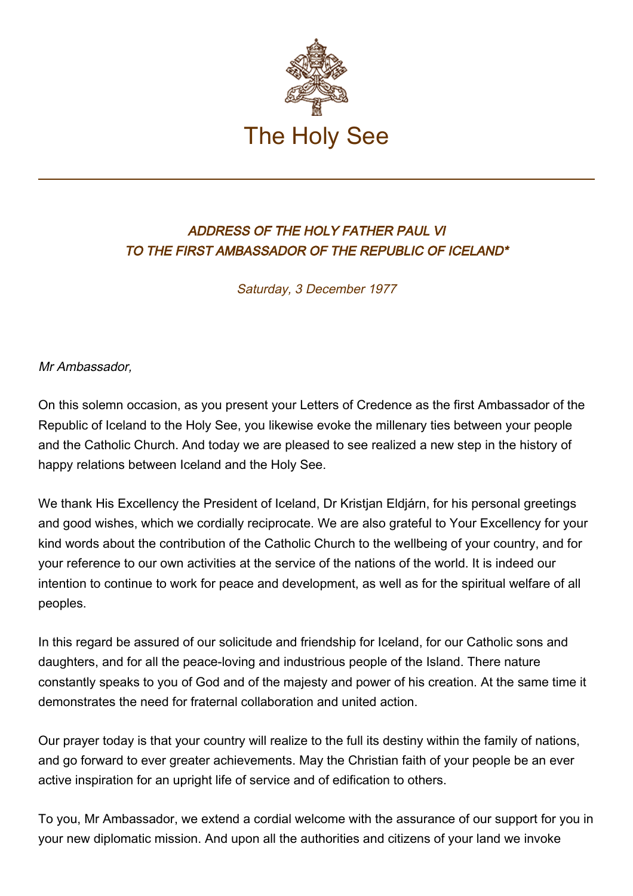# The Holy See

## *ADDRESS OF THE HOLY FATHER PAUL VI TO THE FIRST AMBASSADOR OF THE REPUBLIC OF ICELAND**

*Saturday, 3 December 1977*

*Mr Ambassador,*

On this solemn occasion, as you present your Letters of Credence as the first Ambassador of the Republic of Iceland to the Holy See, you likewise evoke the millenary ties between your people and the Catholic Church. And today we are pleased to see realized a new step in the history of happy relations between Iceland and the Holy See.

We thank His Excellency the President of Iceland, Dr Kristjan Eldjárn, for his personal greetings and good wishes, which we cordially reciprocate. We are also grateful to Your Excellency for your kind words about the contribution of the Catholic Church to the wellbeing of your country, and for your reference to our own activities at the service of the nations of the world. It is indeed our intention to continue to work for peace and development, as well as for the spiritual welfare of all peoples.

In this regard be assured of our solicitude and friendship for Iceland, for our Catholic sons and daughters, and for all the peace-loving and industrious people of the Island. There nature constantly speaks to you of God and of the majesty and power of his creation. At the same time it demonstrates the need for fraternal collaboration and united action.

Our prayer today is that your country will realize to the full its destiny within the family of nations, and go forward to ever greater achievements. May the Christian faith of your people be an ever active inspiration for an upright life of service and of edification to others.

To you, Mr Ambassador, we extend a cordial welcome with the assurance of our support for you in your new diplomatic mission. And upon all the authorities and citizens of your land we invoke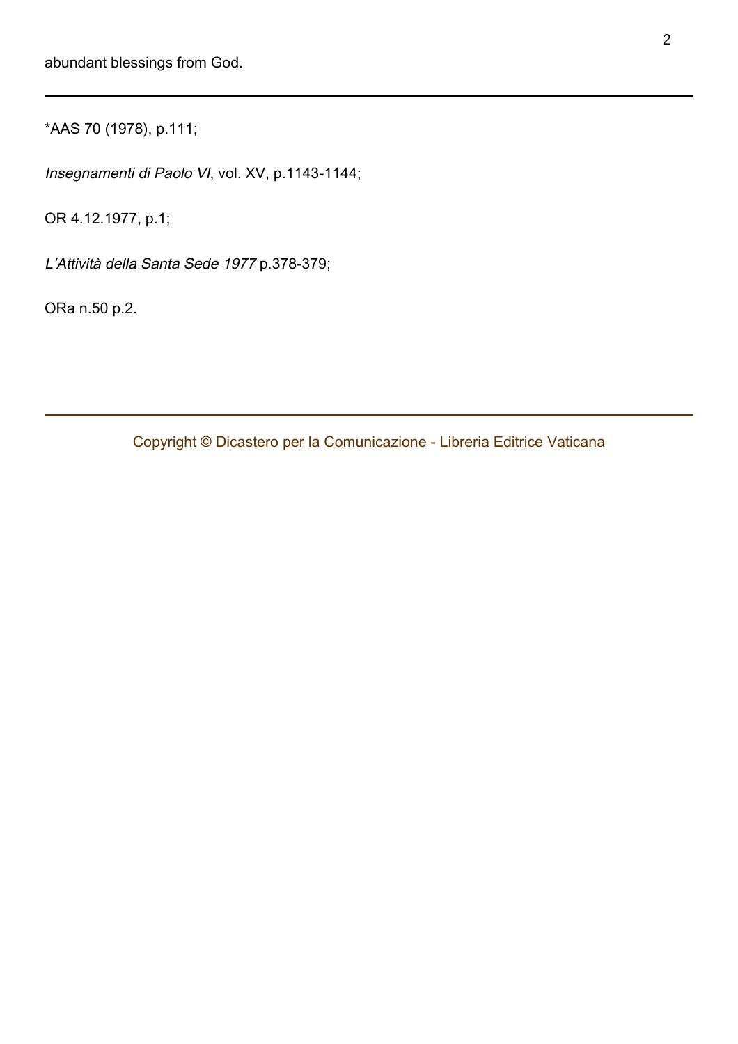abundant blessings from God.

---

*AAS 70 (1978), p.111;

*Insegnamenti di Paolo VI*, vol. XV, p.1143-1144;

OR 4.12.1977, p.1;

*L'Attività della Santa Sede 1977* p.378-379;

ORa n.50 p.2.

---

Copyright © Dicastero per la Comunicazione - Libreria Editrice Vaticana